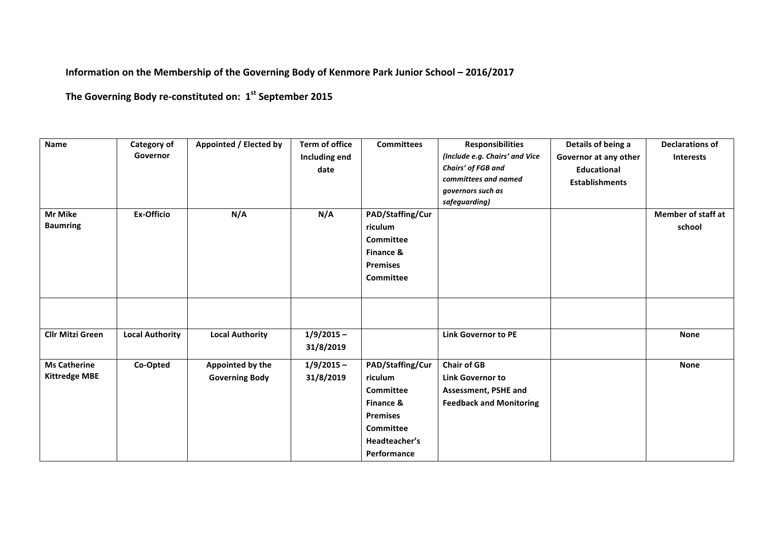**Information on the Membership of the Governing Body of Kenmore Park Junior School – 2016/2017**

**The Governing Body re-constituted on: 1st September 2015**

| Name | Category of Governor | Appointed / Elected by | Term of office Including end date | Committees | Responsibilities *(Include e.g. Chairs' and Vice Chairs' of FGB and committees and named governors such as safeguarding)* | Details of being a Governor at any other Educational Establishments | Declarations of Interests |
|---|---|---|---|---|---|---|---|
| Mr Mike Baumring | Ex-Officio | N/A | N/A | PAD/Staffing/Curriculum Committee Finance & Premises Committee | | | Member of staff at school |
| | | | | | | | |
| Cllr Mitzi Green | Local Authority | Local Authority | 1/9/2015 – 31/8/2019 | | Link Governor to PE | | None |
| Ms Catherine Kittredge MBE | Co-Opted | Appointed by the Governing Body | 1/9/2015 – 31/8/2019 | PAD/Staffing/Curriculum Committee Finance & Premises Committee Headteacher's Performance | Chair of GB Link Governor to Assessment, PSHE and Feedback and Monitoring | | None |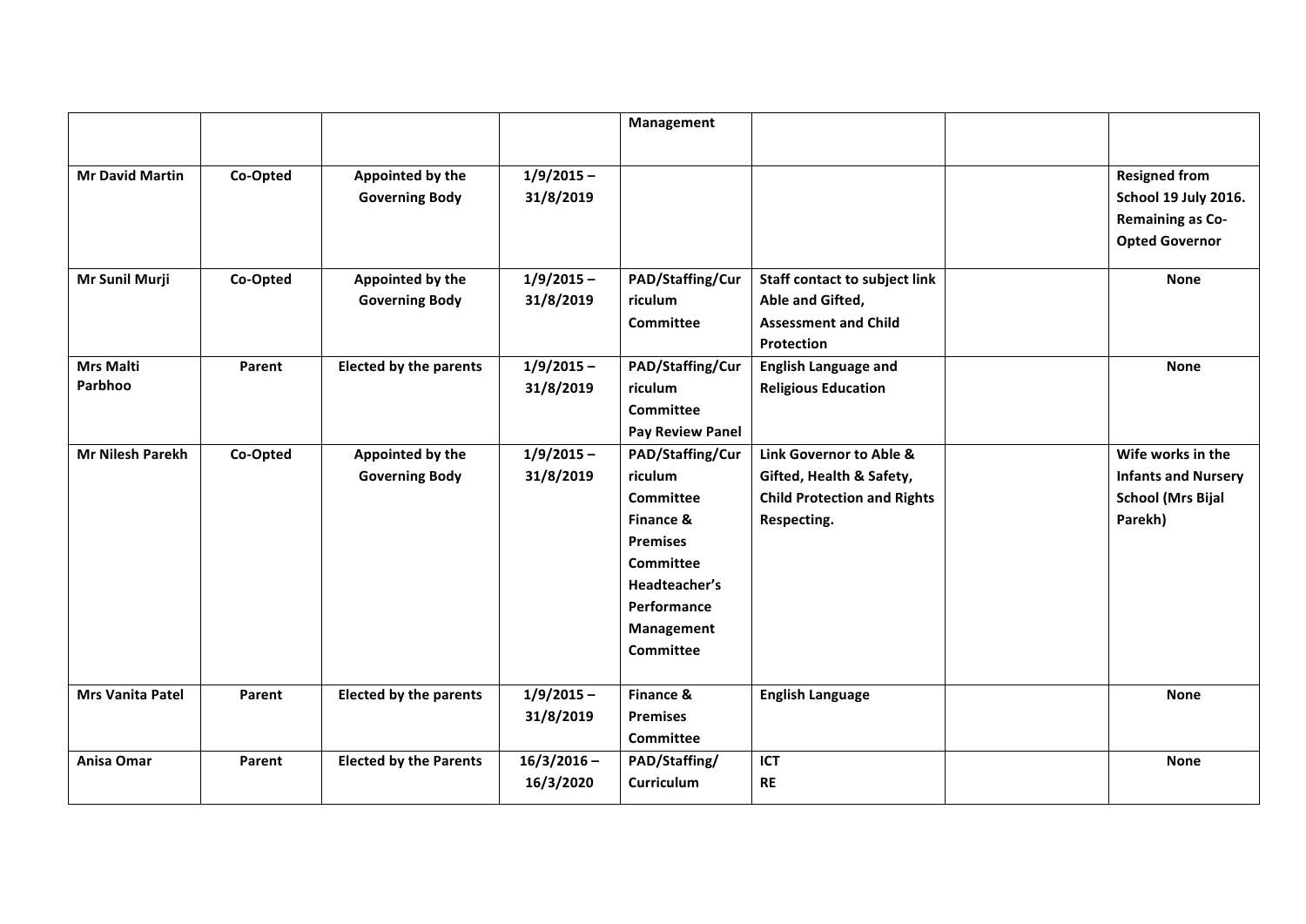| | | | | | | | |
|---|---|---|---|---|---|---|---|
| | | | | **Management** | | | |
| **Mr David Martin** | **Co-Opted** | **Appointed by the Governing Body** | **1/9/2015 – 31/8/2019** | | | | **Resigned from School 19 July 2016. Remaining as Co-Opted Governor** |
| **Mr Sunil Murji** | **Co-Opted** | **Appointed by the Governing Body** | **1/9/2015 – 31/8/2019** | **PAD/Staffing/Curriculum Committee** | **Staff contact to subject link Able and Gifted, Assessment and Child Protection** | | **None** |
| **Mrs Malti Parbhoo** | **Parent** | **Elected by the parents** | **1/9/2015 – 31/8/2019** | **PAD/Staffing/Curriculum Committee Pay Review Panel** | **English Language and Religious Education** | | **None** |
| **Mr Nilesh Parekh** | **Co-Opted** | **Appointed by the Governing Body** | **1/9/2015 – 31/8/2019** | **PAD/Staffing/Curriculum Committee Finance & Premises Committee Headteacher's Performance Management Committee** | **Link Governor to Able & Gifted, Health & Safety, Child Protection and Rights Respecting.** | | **Wife works in the Infants and Nursery School (Mrs Bijal Parekh)** |
| **Mrs Vanita Patel** | **Parent** | **Elected by the parents** | **1/9/2015 – 31/8/2019** | **Finance & Premises Committee** | **English Language** | | **None** |
| **Anisa Omar** | **Parent** | **Elected by the Parents** | **16/3/2016 – 16/3/2020** | **PAD/Staffing/ Curriculum** | **ICT RE** | | **None** |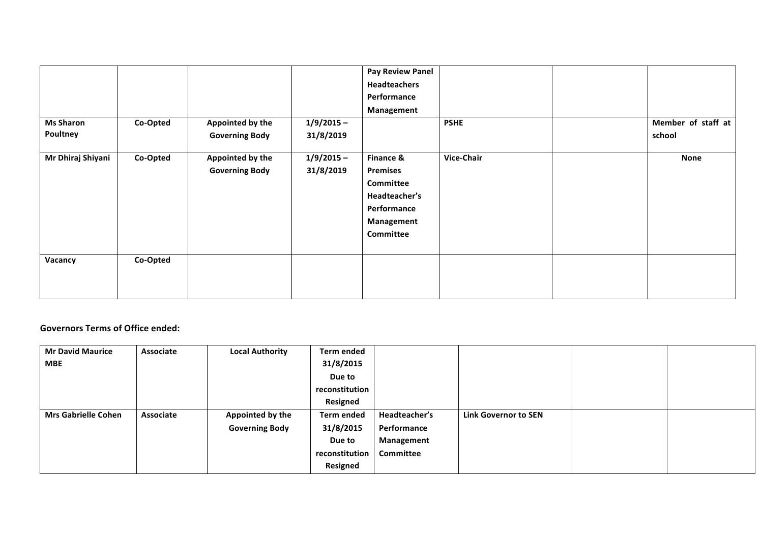| | | | | | | | |
|---|---|---|---|---|---|---|---|
| | | | | **Pay Review Panel Headteachers Performance Management** | | | |
| **Ms Sharon Poultney** | **Co-Opted** | **Appointed by the Governing Body** | **1/9/2015 – 31/8/2019** | | **PSHE** | | **Member of staff at school** |
| **Mr Dhiraj Shiyani** | **Co-Opted** | **Appointed by the Governing Body** | **1/9/2015 – 31/8/2019** | **Finance & Premises Committee Headteacher's Performance Management Committee** | **Vice-Chair** | | **None** |
| **Vacancy** | **Co-Opted** | | | | | | |

## Governors Terms of Office ended:

| | | | | | | | |
|---|---|---|---|---|---|---|---|
| **Mr David Maurice MBE** | **Associate** | **Local Authority** | **Term ended 31/8/2015 Due to reconstitution Resigned** | | | | |
| **Mrs Gabrielle Cohen** | **Associate** | **Appointed by the Governing Body** | **Term ended 31/8/2015 Due to reconstitution Resigned** | **Headteacher's Performance Management Committee** | **Link Governor to SEN** | | |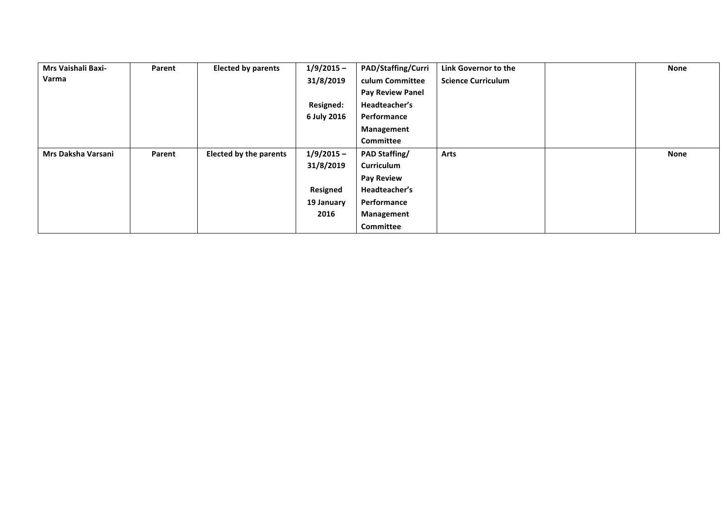| | | | | | | | |
|---|---|---|---|---|---|---|---|
| **Mrs Vaishali Baxi-Varma** | **Parent** | **Elected by parents** | **1/9/2015 – 31/8/2019**<br><br>**Resigned: 6 July 2016** | **PAD/Staffing/Curriculum Committee**<br>**Pay Review Panel**<br>**Headteacher's Performance Management Committee** | **Link Governor to the Science Curriculum** | | **None** |
| **Mrs Daksha Varsani** | **Parent** | **Elected by the parents** | **1/9/2015 – 31/8/2019**<br><br>**Resigned 19 January 2016** | **PAD Staffing/ Curriculum**<br>**Pay Review**<br>**Headteacher's Performance Management Committee** | **Arts** | | **None** |